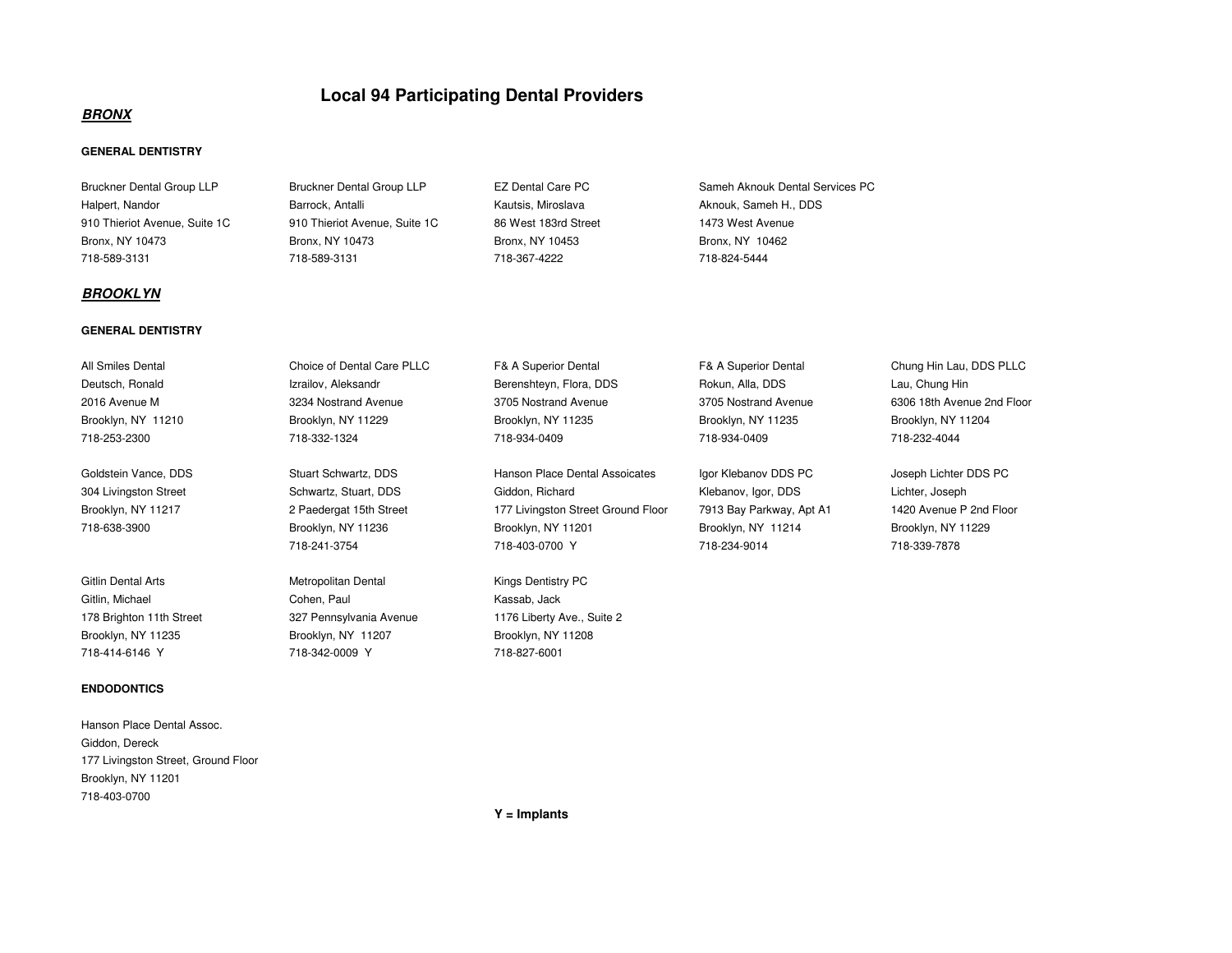# Local 94 Participating Dental Providers

## ***BRONX***

### GENERAL DENTISTRY

Bruckner Dental Group LLP
Halpert, Nandor
910 Thieriot Avenue, Suite 1C
Bronx, NY 10473
718-589-3131

Bruckner Dental Group LLP
Barrock, Antalli
910 Thieriot Avenue, Suite 1C
Bronx, NY 10473
718-589-3131

EZ Dental Care PC
Kautsis, Miroslava
86 West 183rd Street
Bronx, NY 10453
718-367-4222

Sameh Aknouk Dental Services PC
Aknouk, Sameh H., DDS
1473 West Avenue
Bronx, NY 10462
718-824-5444

## ***BROOKLYN***

### GENERAL DENTISTRY

All Smiles Dental
Deutsch, Ronald
2016 Avenue M
Brooklyn, NY 11210
718-253-2300

Choice of Dental Care PLLC
Izrailov, Aleksandr
3234 Nostrand Avenue
Brooklyn, NY 11229
718-332-1324

F& A Superior Dental
Berenshteyn, Flora, DDS
3705 Nostrand Avenue
Brooklyn, NY 11235
718-934-0409

F& A Superior Dental
Rokun, Alla, DDS
3705 Nostrand Avenue
Brooklyn, NY 11235
718-934-0409

Chung Hin Lau, DDS PLLC
Lau, Chung Hin
6306 18th Avenue 2nd Floor
Brooklyn, NY 11204
718-232-4044

Goldstein Vance, DDS
304 Livingston Street
Brooklyn, NY 11217
718-638-3900

Stuart Schwartz, DDS
Schwartz, Stuart, DDS
2 Paedergat 15th Street
Brooklyn, NY 11236
718-241-3754

Hanson Place Dental Assoicates
Giddon, Richard
177 Livingston Street Ground Floor
Brooklyn, NY 11201
718-403-0700 Y

Igor Klebanov DDS PC
Klebanov, Igor, DDS
7913 Bay Parkway, Apt A1
Brooklyn, NY 11214
718-234-9014

Joseph Lichter DDS PC
Lichter, Joseph
1420 Avenue P 2nd Floor
Brooklyn, NY 11229
718-339-7878

Gitlin Dental Arts
Gitlin, Michael
178 Brighton 11th Street
Brooklyn, NY 11235
718-414-6146 Y

Metropolitan Dental
Cohen, Paul
327 Pennsylvania Avenue
Brooklyn, NY 11207
718-342-0009 Y

Kings Dentistry PC
Kassab, Jack
1176 Liberty Ave., Suite 2
Brooklyn, NY 11208
718-827-6001

### ENDODONTICS

Hanson Place Dental Assoc.
Giddon, Dereck
177 Livingston Street, Ground Floor
Brooklyn, NY 11201
718-403-0700

**Y = Implants**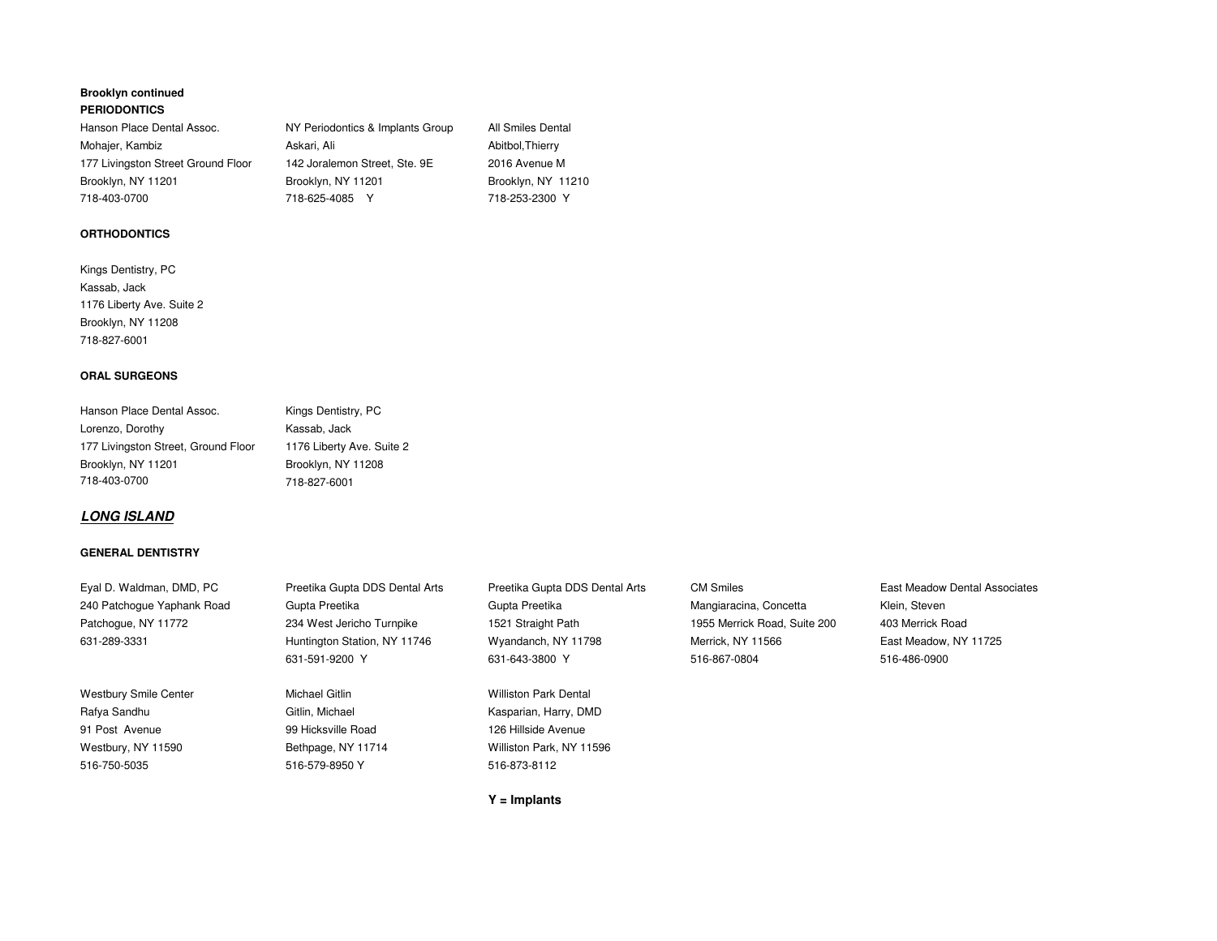**Brooklyn continued**

**PERIODONTICS**

Hanson Place Dental Assoc.
Mohajer, Kambiz
177 Livingston Street Ground Floor
Brooklyn, NY 11201
718-403-0700

NY Periodontics & Implants Group
Askari, Ali
142 Joralemon Street, Ste. 9E
Brooklyn, NY 11201
718-625-4085 Y

All Smiles Dental
Abitbol,Thierry
2016 Avenue M
Brooklyn, NY 11210
718-253-2300 Y

**ORTHODONTICS**

Kings Dentistry, PC
Kassab, Jack
1176 Liberty Ave. Suite 2
Brooklyn, NY 11208
718-827-6001

**ORAL SURGEONS**

Hanson Place Dental Assoc.
Lorenzo, Dorothy
177 Livingston Street, Ground Floor
Brooklyn, NY 11201
718-403-0700

Kings Dentistry, PC
Kassab, Jack
1176 Liberty Ave. Suite 2
Brooklyn, NY 11208
718-827-6001

## ***LONG ISLAND***

**GENERAL DENTISTRY**

Eyal D. Waldman, DMD, PC
240 Patchogue Yaphank Road
Patchogue, NY 11772
631-289-3331

Preetika Gupta DDS Dental Arts
Gupta Preetika
234 West Jericho Turnpike
Huntington Station, NY 11746
631-591-9200 Y

Preetika Gupta DDS Dental Arts
Gupta Preetika
1521 Straight Path
Wyandanch, NY 11798
631-643-3800 Y

CM Smiles
Mangiaracina, Concetta
1955 Merrick Road, Suite 200
Merrick, NY 11566
516-867-0804

East Meadow Dental Associates
Klein, Steven
403 Merrick Road
East Meadow, NY 11725
516-486-0900

Westbury Smile Center
Rafya Sandhu
91 Post Avenue
Westbury, NY 11590
516-750-5035

Michael Gitlin
Gitlin, Michael
99 Hicksville Road
Bethpage, NY 11714
516-579-8950 Y

Williston Park Dental
Kasparian, Harry, DMD
126 Hillside Avenue
Williston Park, NY 11596
516-873-8112

**Y = Implants**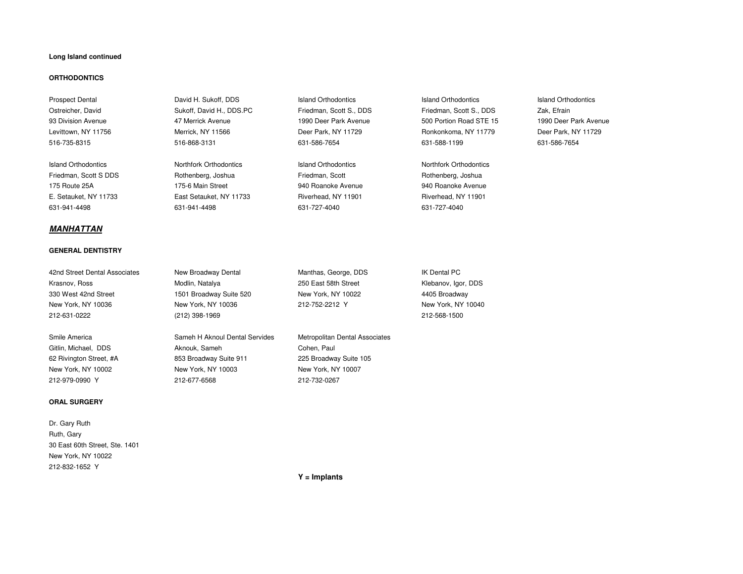**Long Island continued**

**ORTHODONTICS**

Prospect Dental
Ostreicher, David
93 Division Avenue
Levittown, NY 11756
516-735-8315

David H. Sukoff, DDS
Sukoff, David H., DDS.PC
47 Merrick Avenue
Merrick, NY 11566
516-868-3131

Island Orthodontics
Friedman, Scott S., DDS
1990 Deer Park Avenue
Deer Park, NY 11729
631-586-7654

Island Orthodontics
Friedman, Scott S., DDS
500 Portion Road STE 15
Ronkonkoma, NY 11779
631-588-1199

Island Orthodontics
Zak, Efrain
1990 Deer Park Avenue
Deer Park, NY 11729
631-586-7654

Island Orthodontics
Friedman, Scott S DDS
175 Route 25A
E. Setauket, NY 11733
631-941-4498

Northfork Orthodontics
Rothenberg, Joshua
175-6 Main Street
East Setauket, NY 11733
631-941-4498

Island Orthodontics
Friedman, Scott
940 Roanoke Avenue
Riverhead, NY 11901
631-727-4040

Northfork Orthodontics
Rothenberg, Joshua
940 Roanoke Avenue
Riverhead, NY 11901
631-727-4040

## ***MANHATTAN***

**GENERAL DENTISTRY**

42nd Street Dental Associates
Krasnov, Ross
330 West 42nd Street
New York, NY 10036
212-631-0222

New Broadway Dental
Modlin, Natalya
1501 Broadway Suite 520
New York, NY 10036
(212) 398-1969

Manthas, George, DDS
250 East 58th Street
New York, NY 10022
212-752-2212 Y

IK Dental PC
Klebanov, Igor, DDS
4405 Broadway
New York, NY 10040
212-568-1500

Smile America
Gitlin, Michael, DDS
62 Rivington Street, #A
New York, NY 10002
212-979-0990 Y

Sameh H Aknoul Dental Servides
Aknouk, Sameh
853 Broadway Suite 911
New York, NY 10003
212-677-6568

Metropolitan Dental Associates
Cohen, Paul
225 Broadway Suite 105
New York, NY 10007
212-732-0267

**ORAL SURGERY**

Dr. Gary Ruth
Ruth, Gary
30 East 60th Street, Ste. 1401
New York, NY 10022
212-832-1652 Y

**Y = Implants**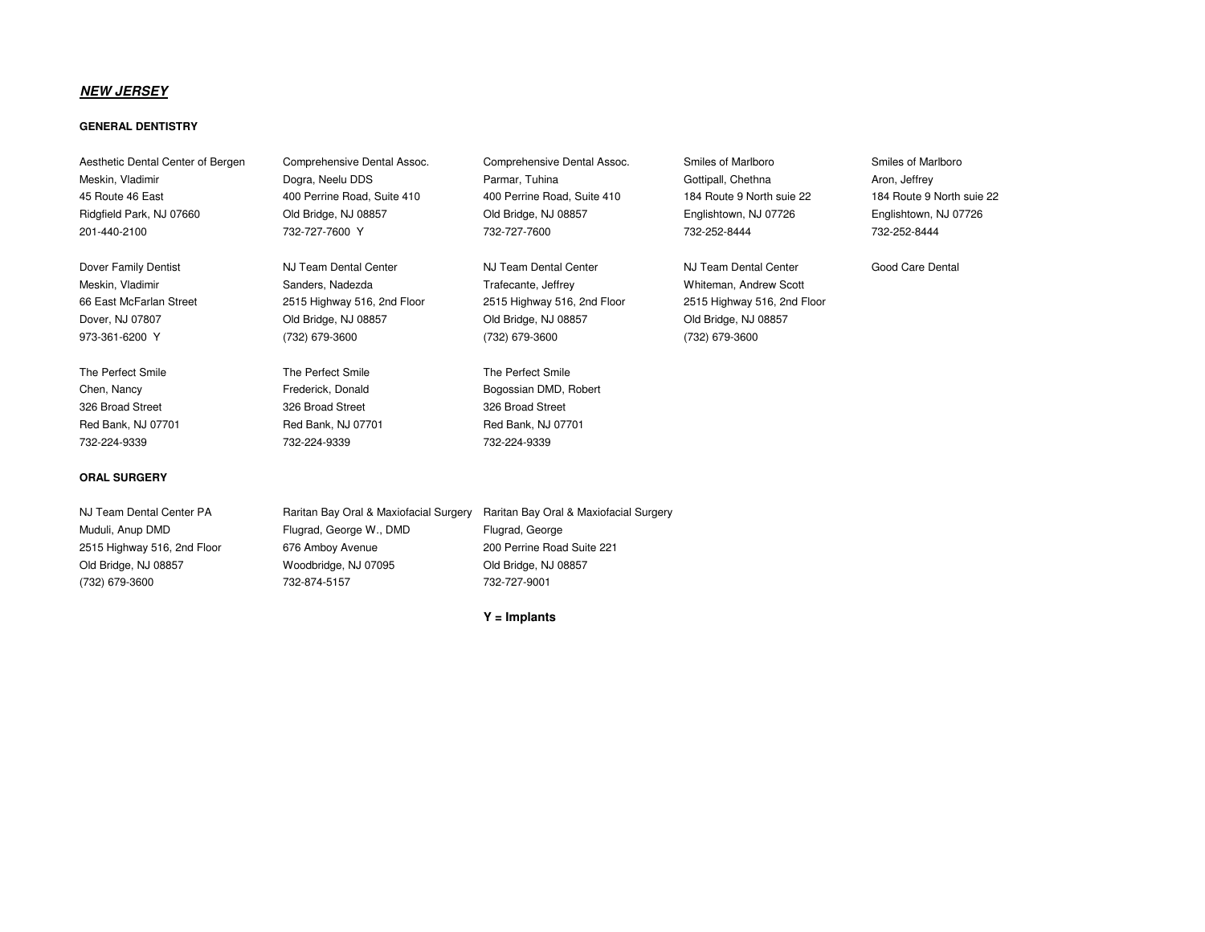***NEW JERSEY***

**GENERAL DENTISTRY**

| | | | | |
|---|---|---|---|---|
| Aesthetic Dental Center of Bergen<br>Meskin, Vladimir<br>45 Route 46 East<br>Ridgfield Park, NJ 07660<br>201-440-2100 | Comprehensive Dental Assoc.<br>Dogra, Neelu DDS<br>400 Perrine Road, Suite 410<br>Old Bridge, NJ 08857<br>732-727-7600 Y | Comprehensive Dental Assoc.<br>Parmar, Tuhina<br>400 Perrine Road, Suite 410<br>Old Bridge, NJ 08857<br>732-727-7600 | Smiles of Marlboro<br>Gottipall, Chethna<br>184 Route 9 North suie 22<br>Englishtown, NJ 07726<br>732-252-8444 | Smiles of Marlboro<br>Aron, Jeffrey<br>184 Route 9 North suie 22<br>Englishtown, NJ 07726<br>732-252-8444 |
| Dover Family Dentist<br>Meskin, Vladimir<br>66 East McFarlan Street<br>Dover, NJ 07807<br>973-361-6200 Y | NJ Team Dental Center<br>Sanders, Nadezda<br>2515 Highway 516, 2nd Floor<br>Old Bridge, NJ 08857<br>(732) 679-3600 | NJ Team Dental Center<br>Trafecante, Jeffrey<br>2515 Highway 516, 2nd Floor<br>Old Bridge, NJ 08857<br>(732) 679-3600 | NJ Team Dental Center<br>Whiteman, Andrew Scott<br>2515 Highway 516, 2nd Floor<br>Old Bridge, NJ 08857<br>(732) 679-3600 | Good Care Dental |
| The Perfect Smile<br>Chen, Nancy<br>326 Broad Street<br>Red Bank, NJ 07701<br>732-224-9339 | The Perfect Smile<br>Frederick, Donald<br>326 Broad Street<br>Red Bank, NJ 07701<br>732-224-9339 | The Perfect Smile<br>Bogossian DMD, Robert<br>326 Broad Street<br>Red Bank, NJ 07701<br>732-224-9339 | | |

**ORAL SURGERY**

| | | |
|---|---|---|
| NJ Team Dental Center PA<br>Muduli, Anup DMD<br>2515 Highway 516, 2nd Floor<br>Old Bridge, NJ 08857<br>(732) 679-3600 | Raritan Bay Oral & Maxiofacial Surgery<br>Flugrad, George W., DMD<br>676 Amboy Avenue<br>Woodbridge, NJ 07095<br>732-874-5157 | Raritan Bay Oral & Maxiofacial Surgery<br>Flugrad, George<br>200 Perrine Road Suite 221<br>Old Bridge, NJ 08857<br>732-727-9001 |

**Y = Implants**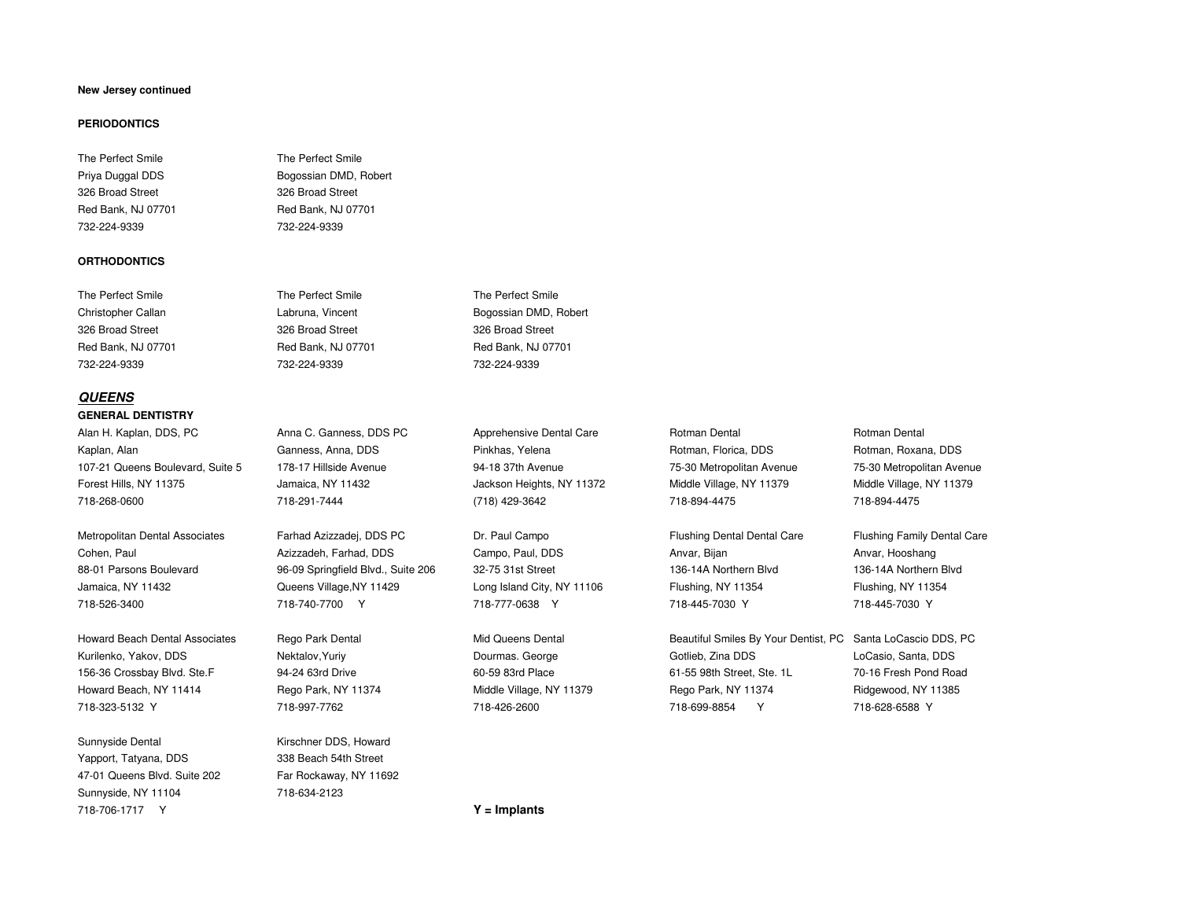**New Jersey continued**

**PERIODONTICS**

The Perfect Smile
Priya Duggal DDS
326 Broad Street
Red Bank, NJ 07701
732-224-9339

The Perfect Smile
Bogossian DMD, Robert
326 Broad Street
Red Bank, NJ 07701
732-224-9339

**ORTHODONTICS**

The Perfect Smile
Christopher Callan
326 Broad Street
Red Bank, NJ 07701
732-224-9339

The Perfect Smile
Labruna, Vincent
326 Broad Street
Red Bank, NJ 07701
732-224-9339

The Perfect Smile
Bogossian DMD, Robert
326 Broad Street
Red Bank, NJ 07701
732-224-9339

## ***QUEENS***

**GENERAL DENTISTRY**

Alan H. Kaplan, DDS, PC
Kaplan, Alan
107-21 Queens Boulevard, Suite 5
Forest Hills, NY 11375
718-268-0600

Anna C. Ganness, DDS PC
Ganness, Anna, DDS
178-17 Hillside Avenue
Jamaica, NY 11432
718-291-7444

Apprehensive Dental Care
Pinkhas, Yelena
94-18 37th Avenue
Jackson Heights, NY 11372
(718) 429-3642

Rotman Dental
Rotman, Florica, DDS
75-30 Metropolitan Avenue
Middle Village, NY 11379
718-894-4475

Rotman Dental
Rotman, Roxana, DDS
75-30 Metropolitan Avenue
Middle Village, NY 11379
718-894-4475

Metropolitan Dental Associates
Cohen, Paul
88-01 Parsons Boulevard
Jamaica, NY 11432
718-526-3400

Farhad Azizzadej, DDS PC
Azizzadeh, Farhad, DDS
96-09 Springfield Blvd., Suite 206
Queens Village,NY 11429
718-740-7700 Y

Dr. Paul Campo
Campo, Paul, DDS
32-75 31st Street
Long Island City, NY 11106
718-777-0638 Y

Flushing Dental Dental Care
Anvar, Bijan
136-14A Northern Blvd
Flushing, NY 11354
718-445-7030 Y

Flushing Family Dental Care
Anvar, Hooshang
136-14A Northern Blvd
Flushing, NY 11354
718-445-7030 Y

Howard Beach Dental Associates
Kurilenko, Yakov, DDS
156-36 Crossbay Blvd. Ste.F
Howard Beach, NY 11414
718-323-5132 Y

Rego Park Dental
Nektalov,Yuriy
94-24 63rd Drive
Rego Park, NY 11374
718-997-7762

Mid Queens Dental
Dourmas. George
60-59 83rd Place
Middle Village, NY 11379
718-426-2600

Beautiful Smiles By Your Dentist, PC
Gotlieb, Zina DDS
61-55 98th Street, Ste. 1L
Rego Park, NY 11374
718-699-8854 Y

Santa LoCascio DDS, PC
LoCasio, Santa, DDS
70-16 Fresh Pond Road
Ridgewood, NY 11385
718-628-6588 Y

Sunnyside Dental
Yapport, Tatyana, DDS
47-01 Queens Blvd. Suite 202
Sunnyside, NY 11104
718-706-1717 Y

Kirschner DDS, Howard
338 Beach 54th Street
Far Rockaway, NY 11692
718-634-2123

**Y = Implants**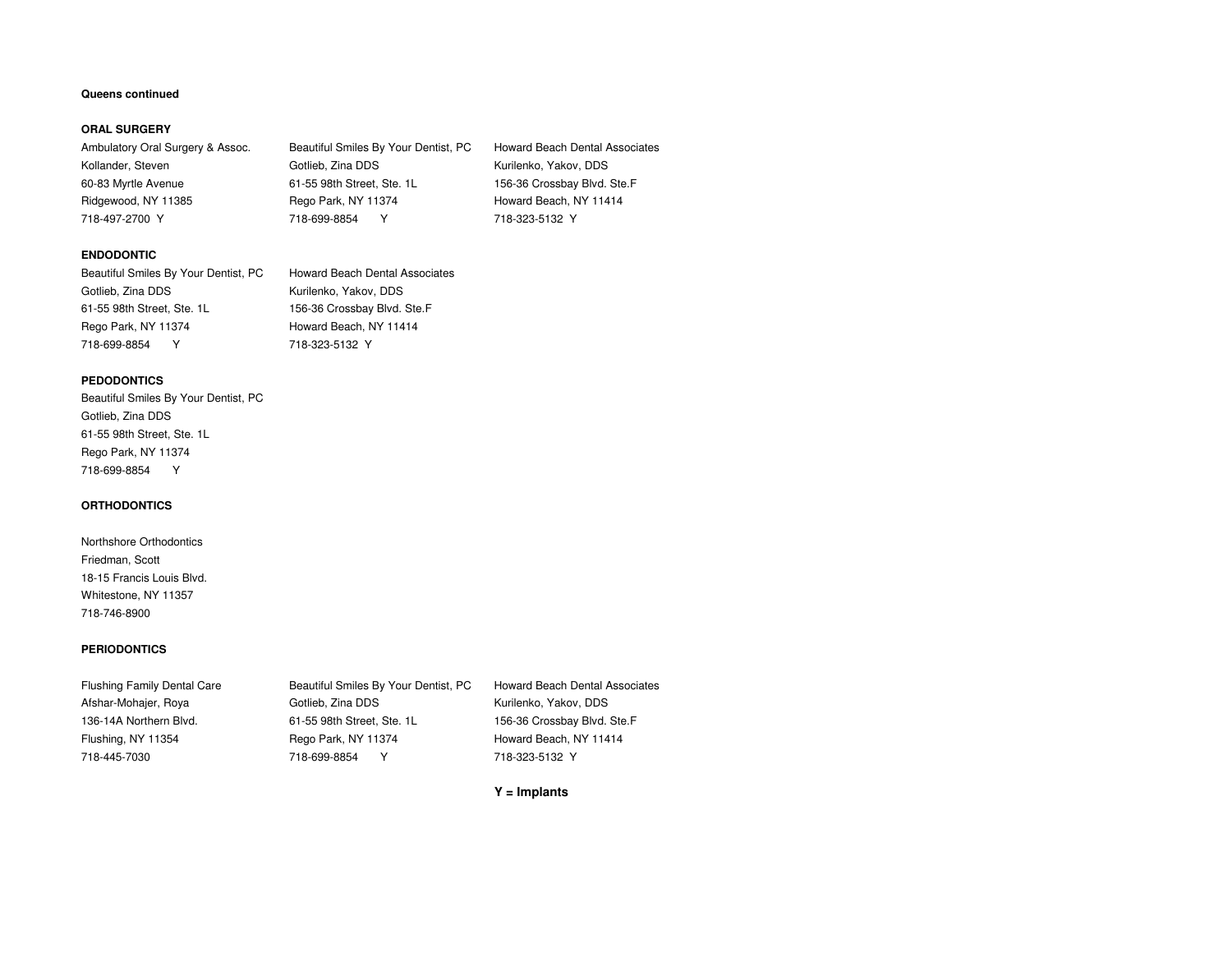**Queens continued**

**ORAL SURGERY**

Ambulatory Oral Surgery & Assoc.
Kollander, Steven
60-83 Myrtle Avenue
Ridgewood, NY 11385
718-497-2700 Y

Beautiful Smiles By Your Dentist, PC
Gotlieb, Zina DDS
61-55 98th Street, Ste. 1L
Rego Park, NY 11374
718-699-8854 Y

Howard Beach Dental Associates
Kurilenko, Yakov, DDS
156-36 Crossbay Blvd. Ste.F
Howard Beach, NY 11414
718-323-5132 Y

**ENDODONTIC**

Beautiful Smiles By Your Dentist, PC
Gotlieb, Zina DDS
61-55 98th Street, Ste. 1L
Rego Park, NY 11374
718-699-8854 Y

Howard Beach Dental Associates
Kurilenko, Yakov, DDS
156-36 Crossbay Blvd. Ste.F
Howard Beach, NY 11414
718-323-5132 Y

**PEDODONTICS**

Beautiful Smiles By Your Dentist, PC
Gotlieb, Zina DDS
61-55 98th Street, Ste. 1L
Rego Park, NY 11374
718-699-8854 Y

**ORTHODONTICS**

Northshore Orthodontics
Friedman, Scott
18-15 Francis Louis Blvd.
Whitestone, NY 11357
718-746-8900

**PERIODONTICS**

Flushing Family Dental Care
Afshar-Mohajer, Roya
136-14A Northern Blvd.
Flushing, NY 11354
718-445-7030

Beautiful Smiles By Your Dentist, PC
Gotlieb, Zina DDS
61-55 98th Street, Ste. 1L
Rego Park, NY 11374
718-699-8854 Y

Howard Beach Dental Associates
Kurilenko, Yakov, DDS
156-36 Crossbay Blvd. Ste.F
Howard Beach, NY 11414
718-323-5132 Y

**Y = Implants**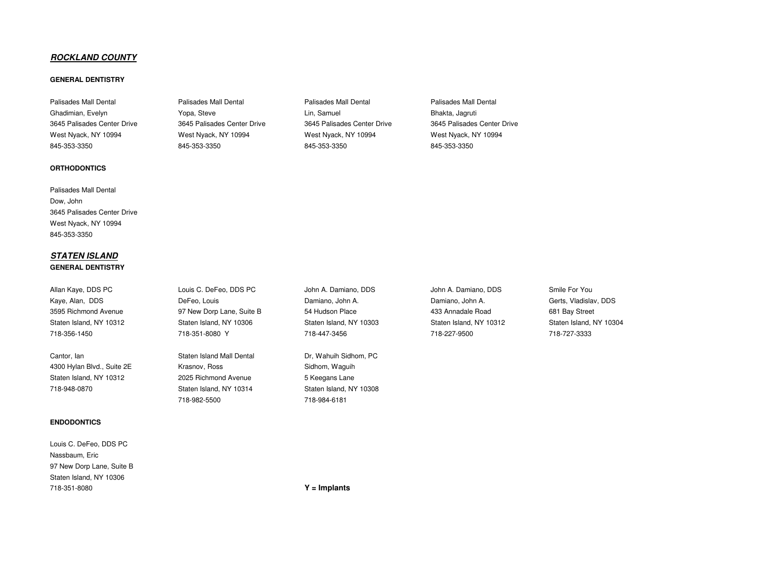## ***ROCKLAND COUNTY***

**GENERAL DENTISTRY**

Palisades Mall Dental
Ghadimian, Evelyn
3645 Palisades Center Drive
West Nyack, NY 10994
845-353-3350

Palisades Mall Dental
Yopa, Steve
3645 Palisades Center Drive
West Nyack, NY 10994
845-353-3350

Palisades Mall Dental
Lin, Samuel
3645 Palisades Center Drive
West Nyack, NY 10994
845-353-3350

Palisades Mall Dental
Bhakta, Jagruti
3645 Palisades Center Drive
West Nyack, NY 10994
845-353-3350

**ORTHODONTICS**

Palisades Mall Dental
Dow, John
3645 Palisades Center Drive
West Nyack, NY 10994
845-353-3350

## ***STATEN ISLAND***

**GENERAL DENTISTRY**

Allan Kaye, DDS PC
Kaye, Alan, DDS
3595 Richmond Avenue
Staten Island, NY 10312
718-356-1450

Louis C. DeFeo, DDS PC
DeFeo, Louis
97 New Dorp Lane, Suite B
Staten Island, NY 10306
718-351-8080 Y

John A. Damiano, DDS
Damiano, John A.
54 Hudson Place
Staten Island, NY 10303
718-447-3456

John A. Damiano, DDS
Damiano, John A.
433 Annadale Road
Staten Island, NY 10312
718-227-9500

Smile For You
Gerts, Vladislav, DDS
681 Bay Street
Staten Island, NY 10304
718-727-3333

Cantor, Ian
4300 Hylan Blvd., Suite 2E
Staten Island, NY 10312
718-948-0870

Staten Island Mall Dental
Krasnov, Ross
2025 Richmond Avenue
Staten Island, NY 10314
718-982-5500

Dr, Wahuih Sidhom, PC
Sidhom, Waguih
5 Keegans Lane
Staten Island, NY 10308
718-984-6181

**ENDODONTICS**

Louis C. DeFeo, DDS PC
Nassbaum, Eric
97 New Dorp Lane, Suite B
Staten Island, NY 10306
718-351-8080

**Y = Implants**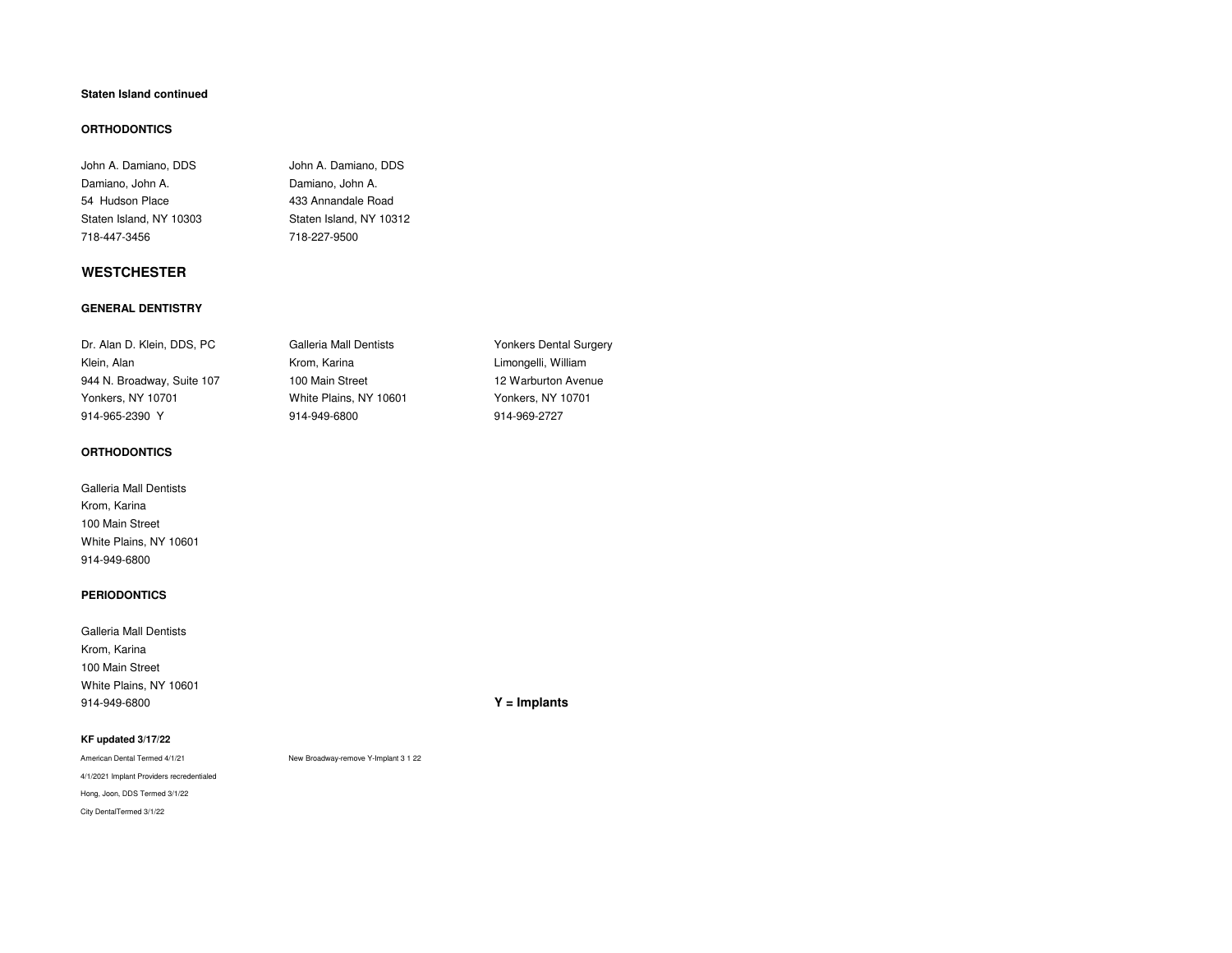**Staten Island continued**

**ORTHODONTICS**

John A. Damiano, DDS
Damiano, John A.
54 Hudson Place
Staten Island, NY 10303
718-447-3456

John A. Damiano, DDS
Damiano, John A.
433 Annandale Road
Staten Island, NY 10312
718-227-9500

## WESTCHESTER

**GENERAL DENTISTRY**

Dr. Alan D. Klein, DDS, PC
Klein, Alan
944 N. Broadway, Suite 107
Yonkers, NY 10701
914-965-2390 Y

Galleria Mall Dentists
Krom, Karina
100 Main Street
White Plains, NY 10601
914-949-6800

Yonkers Dental Surgery
Limongelli, William
12 Warburton Avenue
Yonkers, NY 10701
914-969-2727

**ORTHODONTICS**

Galleria Mall Dentists
Krom, Karina
100 Main Street
White Plains, NY 10601
914-949-6800

**PERIODONTICS**

Galleria Mall Dentists
Krom, Karina
100 Main Street
White Plains, NY 10601
914-949-6800

**Y = Implants**

**KF updated 3/17/22**

American Dental Termed 4/1/21

4/1/2021 Implant Providers recredentialed

Hong, Joon, DDS Termed 3/1/22

City DentalTermed 3/1/22

New Broadway-remove Y-Implant 3 1 22